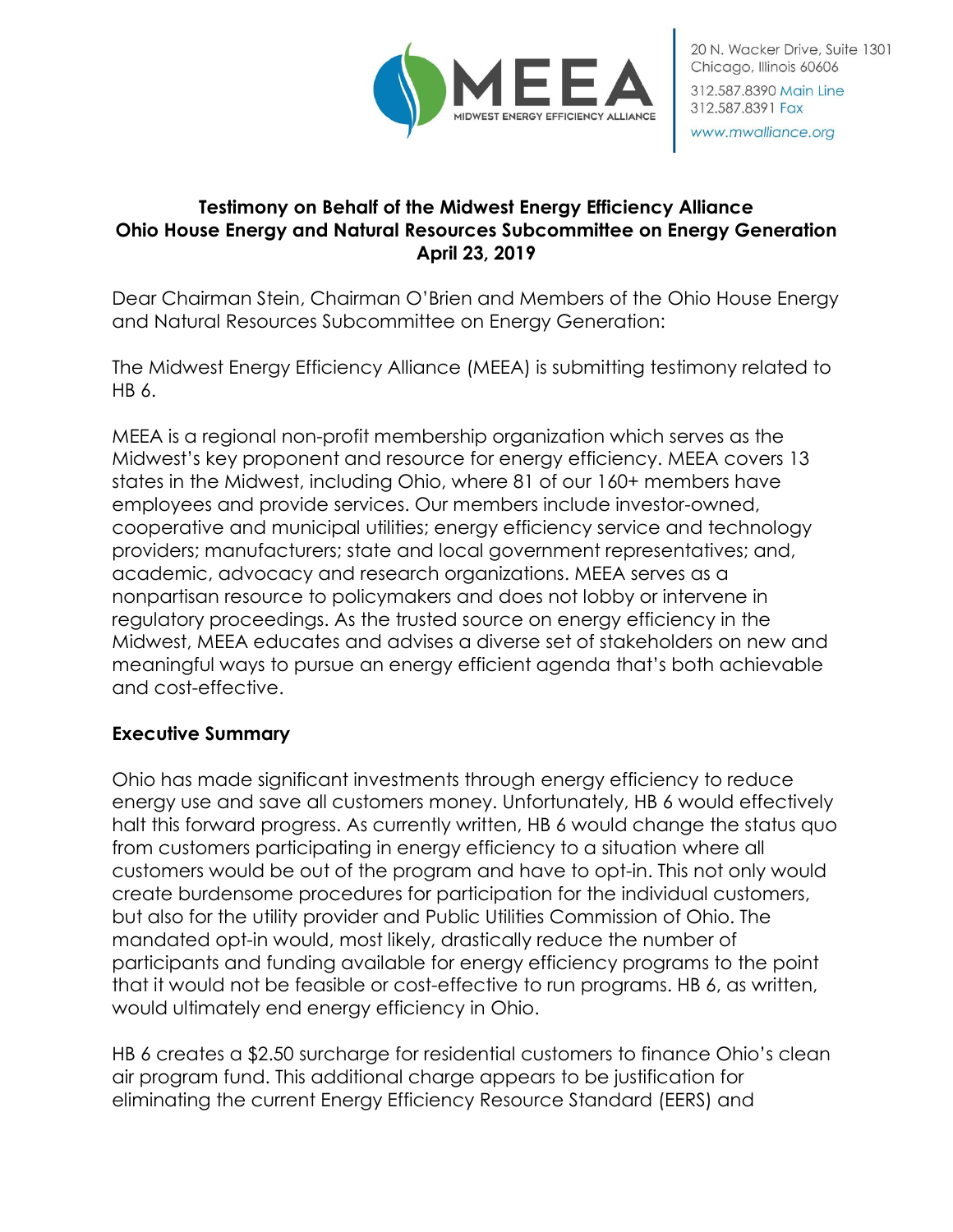MEEA
MIDWEST ENERGY EFFICIENCY ALLIANCE

20 N. Wacker Drive, Suite 1301
Chicago, Illinois 60606
312.587.8390 Main Line
312.587.8391 Fax
www.mwalliance.org

**Testimony on Behalf of the Midwest Energy Efficiency Alliance**
**Ohio House Energy and Natural Resources Subcommittee on Energy Generation**
**April 23, 2019**

Dear Chairman Stein, Chairman O'Brien and Members of the Ohio House Energy and Natural Resources Subcommittee on Energy Generation:

The Midwest Energy Efficiency Alliance (MEEA) is submitting testimony related to HB 6.

MEEA is a regional non-profit membership organization which serves as the Midwest's key proponent and resource for energy efficiency. MEEA covers 13 states in the Midwest, including Ohio, where 81 of our 160+ members have employees and provide services. Our members include investor-owned, cooperative and municipal utilities; energy efficiency service and technology providers; manufacturers; state and local government representatives; and, academic, advocacy and research organizations. MEEA serves as a nonpartisan resource to policymakers and does not lobby or intervene in regulatory proceedings. As the trusted source on energy efficiency in the Midwest, MEEA educates and advises a diverse set of stakeholders on new and meaningful ways to pursue an energy efficient agenda that's both achievable and cost-effective.

## Executive Summary

Ohio has made significant investments through energy efficiency to reduce energy use and save all customers money. Unfortunately, HB 6 would effectively halt this forward progress. As currently written, HB 6 would change the status quo from customers participating in energy efficiency to a situation where all customers would be out of the program and have to opt-in. This not only would create burdensome procedures for participation for the individual customers, but also for the utility provider and Public Utilities Commission of Ohio. The mandated opt-in would, most likely, drastically reduce the number of participants and funding available for energy efficiency programs to the point that it would not be feasible or cost-effective to run programs. HB 6, as written, would ultimately end energy efficiency in Ohio.

HB 6 creates a $2.50 surcharge for residential customers to finance Ohio's clean air program fund. This additional charge appears to be justification for eliminating the current Energy Efficiency Resource Standard (EERS) and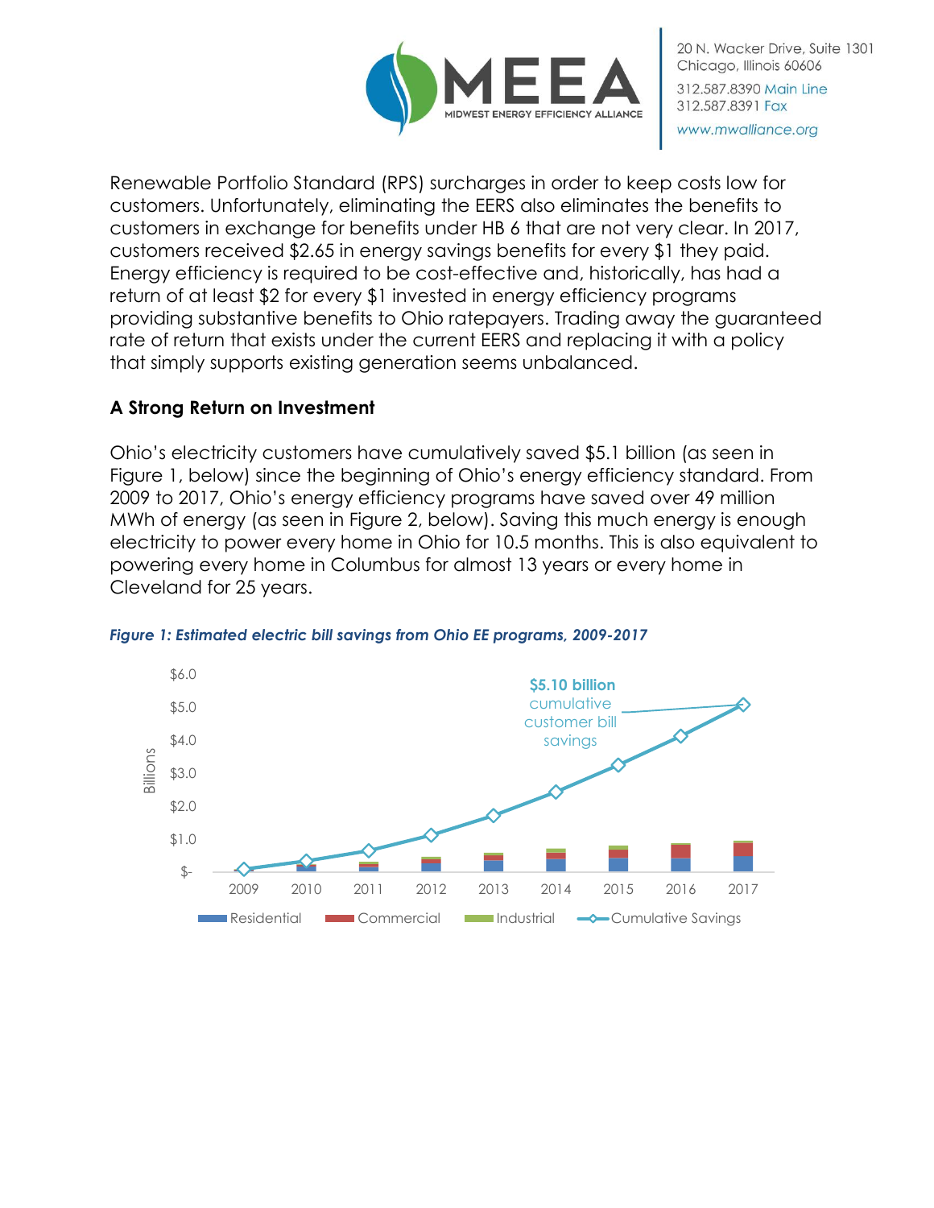Renewable Portfolio Standard (RPS) surcharges in order to keep costs low for customers. Unfortunately, eliminating the EERS also eliminates the benefits to customers in exchange for benefits under HB 6 that are not very clear. In 2017, customers received $2.65 in energy savings benefits for every $1 they paid. Energy efficiency is required to be cost-effective and, historically, has had a return of at least $2 for every $1 invested in energy efficiency programs providing substantive benefits to Ohio ratepayers. Trading away the guaranteed rate of return that exists under the current EERS and replacing it with a policy that simply supports existing generation seems unbalanced.

## A Strong Return on Investment

Ohio's electricity customers have cumulatively saved $5.1 billion (as seen in Figure 1, below) since the beginning of Ohio's energy efficiency standard. From 2009 to 2017, Ohio's energy efficiency programs have saved over 49 million MWh of energy (as seen in Figure 2, below). Saving this much energy is enough electricity to power every home in Ohio for 10.5 months. This is also equivalent to powering every home in Columbus for almost 13 years or every home in Cleveland for 25 years.

***Figure 1: Estimated electric bill savings from Ohio EE programs, 2009-2017***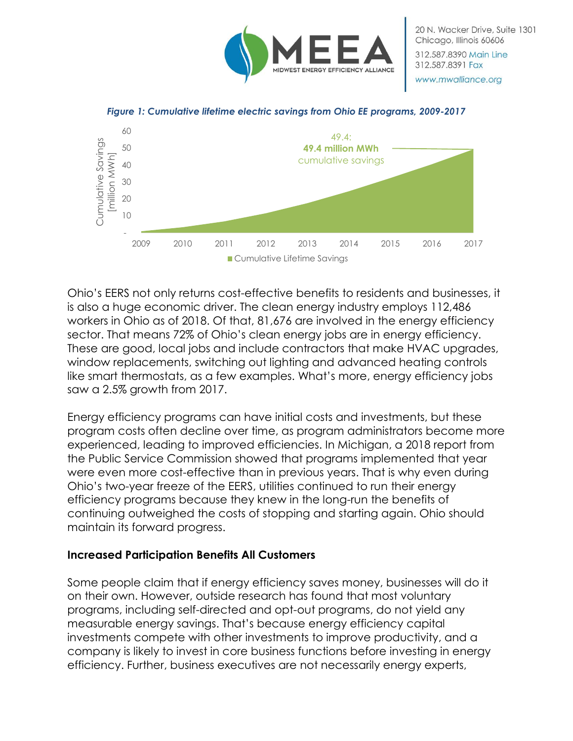*Figure 1: Cumulative lifetime electric savings from Ohio EE programs, 2009-2017*

Ohio's EERS not only returns cost-effective benefits to residents and businesses, it is also a huge economic driver. The clean energy industry employs 112,486 workers in Ohio as of 2018. Of that, 81,676 are involved in the energy efficiency sector. That means 72% of Ohio's clean energy jobs are in energy efficiency. These are good, local jobs and include contractors that make HVAC upgrades, window replacements, switching out lighting and advanced heating controls like smart thermostats, as a few examples. What's more, energy efficiency jobs saw a 2.5% growth from 2017.

Energy efficiency programs can have initial costs and investments, but these program costs often decline over time, as program administrators become more experienced, leading to improved efficiencies. In Michigan, a 2018 report from the Public Service Commission showed that programs implemented that year were even more cost-effective than in previous years. That is why even during Ohio's two-year freeze of the EERS, utilities continued to run their energy efficiency programs because they knew in the long-run the benefits of continuing outweighed the costs of stopping and starting again. Ohio should maintain its forward progress.

**Increased Participation Benefits All Customers**

Some people claim that if energy efficiency saves money, businesses will do it on their own. However, outside research has found that most voluntary programs, including self-directed and opt-out programs, do not yield any measurable energy savings. That's because energy efficiency capital investments compete with other investments to improve productivity, and a company is likely to invest in core business functions before investing in energy efficiency. Further, business executives are not necessarily energy experts,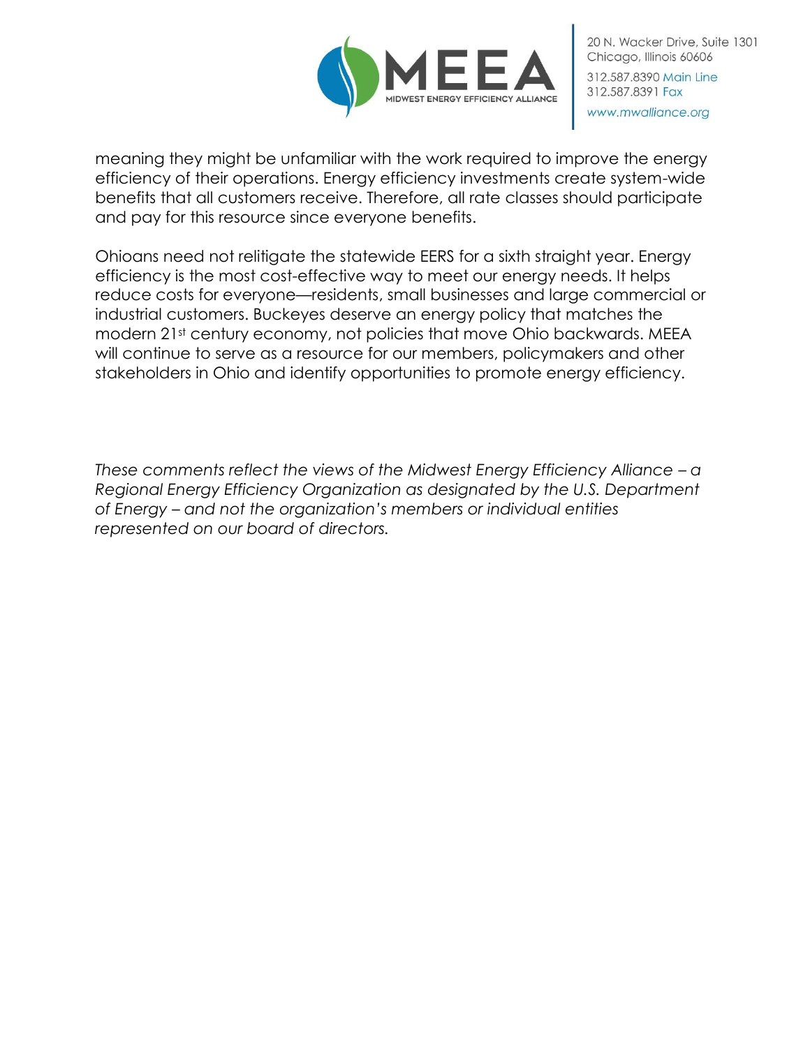meaning they might be unfamiliar with the work required to improve the energy efficiency of their operations. Energy efficiency investments create system-wide benefits that all customers receive. Therefore, all rate classes should participate and pay for this resource since everyone benefits.

Ohioans need not relitigate the statewide EERS for a sixth straight year. Energy efficiency is the most cost-effective way to meet our energy needs. It helps reduce costs for everyone—residents, small businesses and large commercial or industrial customers. Buckeyes deserve an energy policy that matches the modern 21st century economy, not policies that move Ohio backwards. MEEA will continue to serve as a resource for our members, policymakers and other stakeholders in Ohio and identify opportunities to promote energy efficiency.

*These comments reflect the views of the Midwest Energy Efficiency Alliance – a Regional Energy Efficiency Organization as designated by the U.S. Department of Energy – and not the organization's members or individual entities represented on our board of directors.*